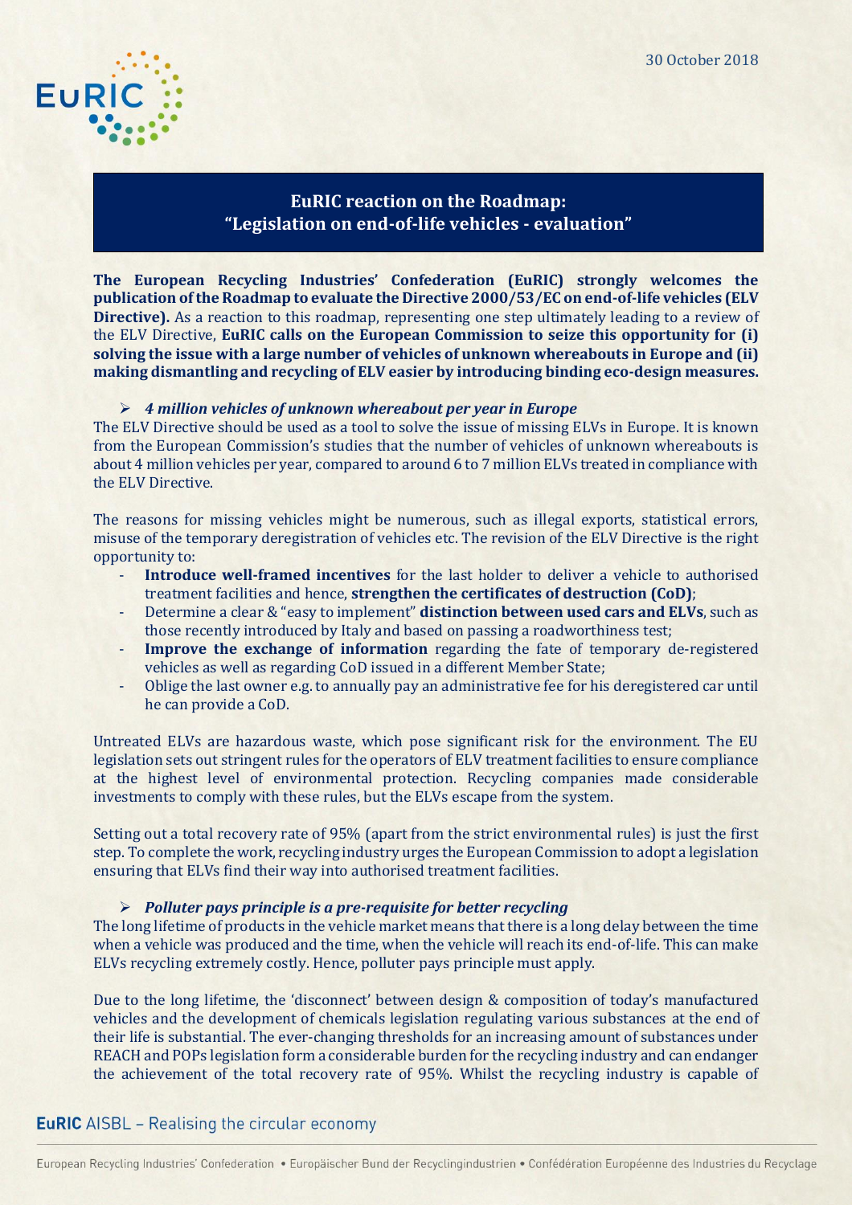30 October 2018

# EuRIC reaction on the Roadmap: "Legislation on end-of-life vehicles - evaluation"

**The European Recycling Industries' Confederation (EuRIC) strongly welcomes the publication of the Roadmap to evaluate the Directive 2000/53/EC on end-of-life vehicles (ELV Directive).** As a reaction to this roadmap, representing one step ultimately leading to a review of the ELV Directive, **EuRIC calls on the European Commission to seize this opportunity for (i) solving the issue with a large number of vehicles of unknown whereabouts in Europe and (ii) making dismantling and recycling of ELV easier by introducing binding eco-design measures.**

- ***4 million vehicles of unknown whereabout per year in Europe***

The ELV Directive should be used as a tool to solve the issue of missing ELVs in Europe. It is known from the European Commission's studies that the number of vehicles of unknown whereabouts is about 4 million vehicles per year, compared to around 6 to 7 million ELVs treated in compliance with the ELV Directive.

The reasons for missing vehicles might be numerous, such as illegal exports, statistical errors, misuse of the temporary deregistration of vehicles etc. The revision of the ELV Directive is the right opportunity to:

- **Introduce well-framed incentives** for the last holder to deliver a vehicle to authorised treatment facilities and hence, **strengthen the certificates of destruction (CoD)**;
- Determine a clear & "easy to implement" **distinction between used cars and ELVs**, such as those recently introduced by Italy and based on passing a roadworthiness test;
- **Improve the exchange of information** regarding the fate of temporary de-registered vehicles as well as regarding CoD issued in a different Member State;
- Oblige the last owner e.g. to annually pay an administrative fee for his deregistered car until he can provide a CoD.

Untreated ELVs are hazardous waste, which pose significant risk for the environment. The EU legislation sets out stringent rules for the operators of ELV treatment facilities to ensure compliance at the highest level of environmental protection. Recycling companies made considerable investments to comply with these rules, but the ELVs escape from the system.

Setting out a total recovery rate of 95% (apart from the strict environmental rules) is just the first step. To complete the work, recycling industry urges the European Commission to adopt a legislation ensuring that ELVs find their way into authorised treatment facilities.

- ***Polluter pays principle is a pre-requisite for better recycling***

The long lifetime of products in the vehicle market means that there is a long delay between the time when a vehicle was produced and the time, when the vehicle will reach its end-of-life. This can make ELVs recycling extremely costly. Hence, polluter pays principle must apply.

Due to the long lifetime, the 'disconnect' between design & composition of today's manufactured vehicles and the development of chemicals legislation regulating various substances at the end of their life is substantial. The ever-changing thresholds for an increasing amount of substances under REACH and POPs legislation form a considerable burden for the recycling industry and can endanger the achievement of the total recovery rate of 95%. Whilst the recycling industry is capable of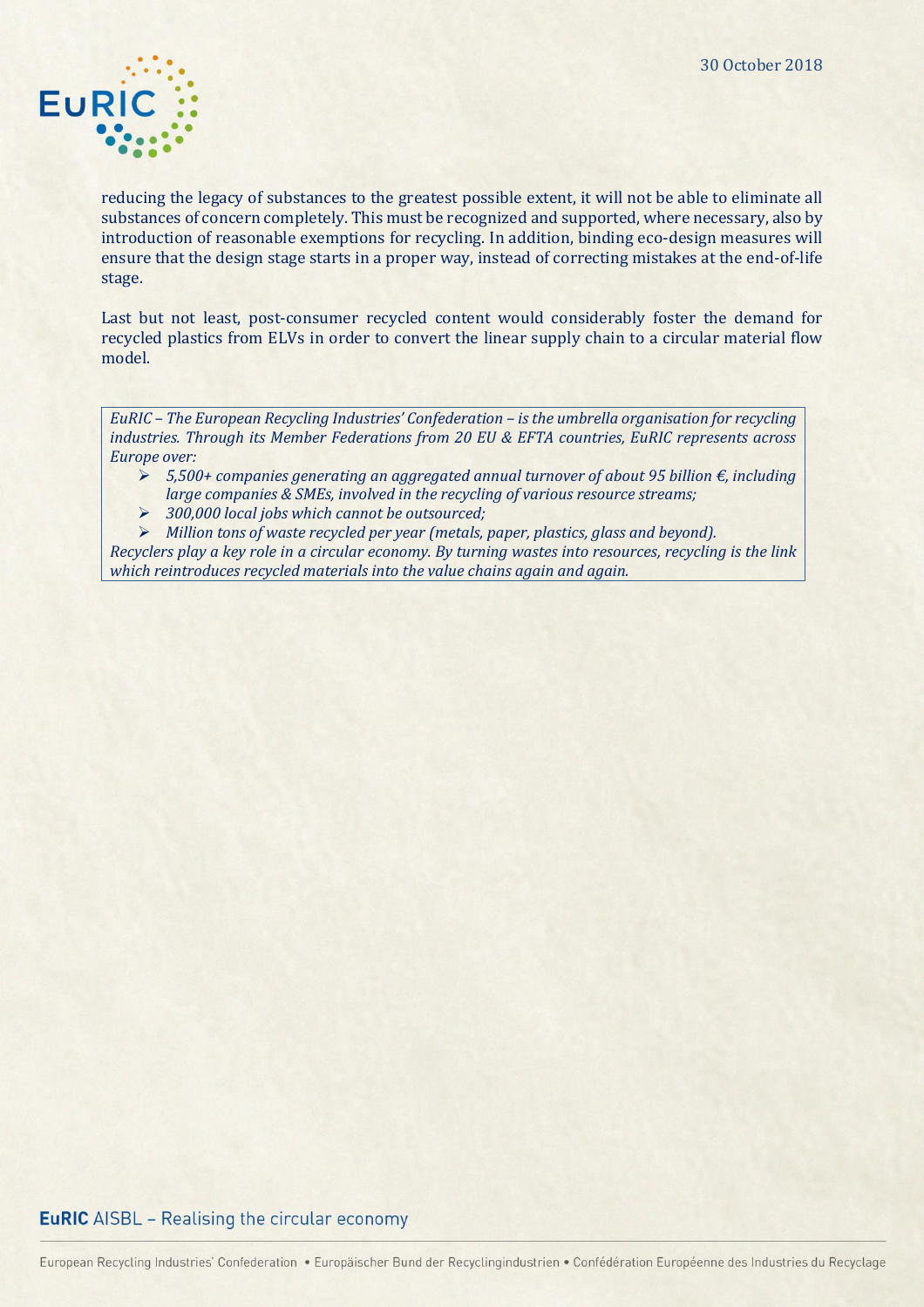reducing the legacy of substances to the greatest possible extent, it will not be able to eliminate all substances of concern completely. This must be recognized and supported, where necessary, also by introduction of reasonable exemptions for recycling. In addition, binding eco-design measures will ensure that the design stage starts in a proper way, instead of correcting mistakes at the end-of-life stage.

Last but not least, post-consumer recycled content would considerably foster the demand for recycled plastics from ELVs in order to convert the linear supply chain to a circular material flow model.

*EuRIC – The European Recycling Industries' Confederation – is the umbrella organisation for recycling industries. Through its Member Federations from 20 EU & EFTA countries, EuRIC represents across Europe over:*

- *5,500+ companies generating an aggregated annual turnover of about 95 billion €, including large companies & SMEs, involved in the recycling of various resource streams;*
- *300,000 local jobs which cannot be outsourced;*
- *Million tons of waste recycled per year (metals, paper, plastics, glass and beyond).*

*Recyclers play a key role in a circular economy. By turning wastes into resources, recycling is the link which reintroduces recycled materials into the value chains again and again.*